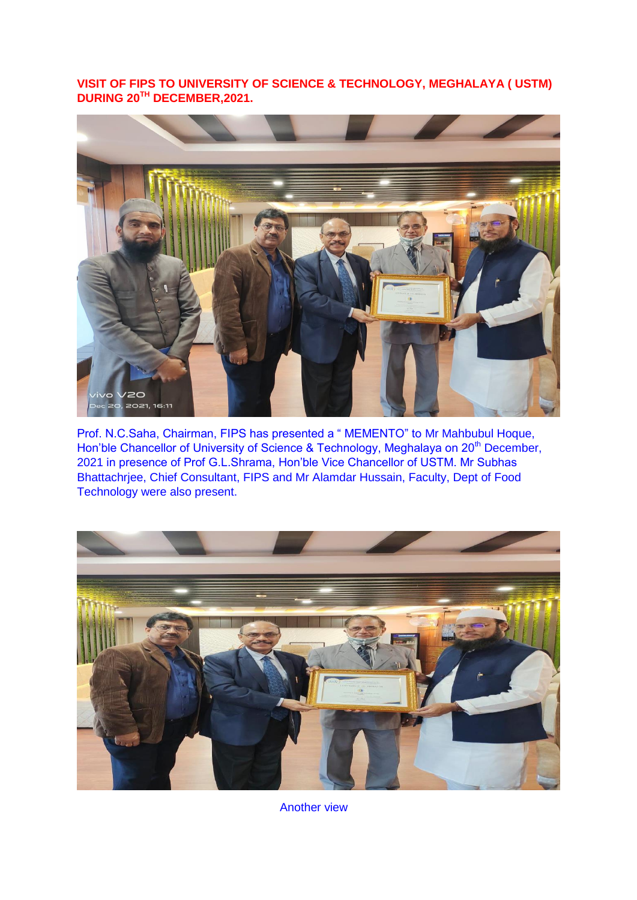## VISIT OF FIPS TO UNIVERSITY OF SCIENCE & TECHNOLOGY, MEGHALAYA ( USTM) DURING 20TH DECEMBER,2021.

Prof. N.C.Saha, Chairman, FIPS has presented a " MEMENTO" to Mr Mahbubul Hoque, Hon'ble Chancellor of University of Science & Technology, Meghalaya on 20th December, 2021 in presence of Prof G.L.Shrama, Hon'ble Vice Chancellor of USTM. Mr Subhas Bhattachrjee, Chief Consultant, FIPS and Mr Alamdar Hussain, Faculty, Dept of Food Technology were also present.

Another view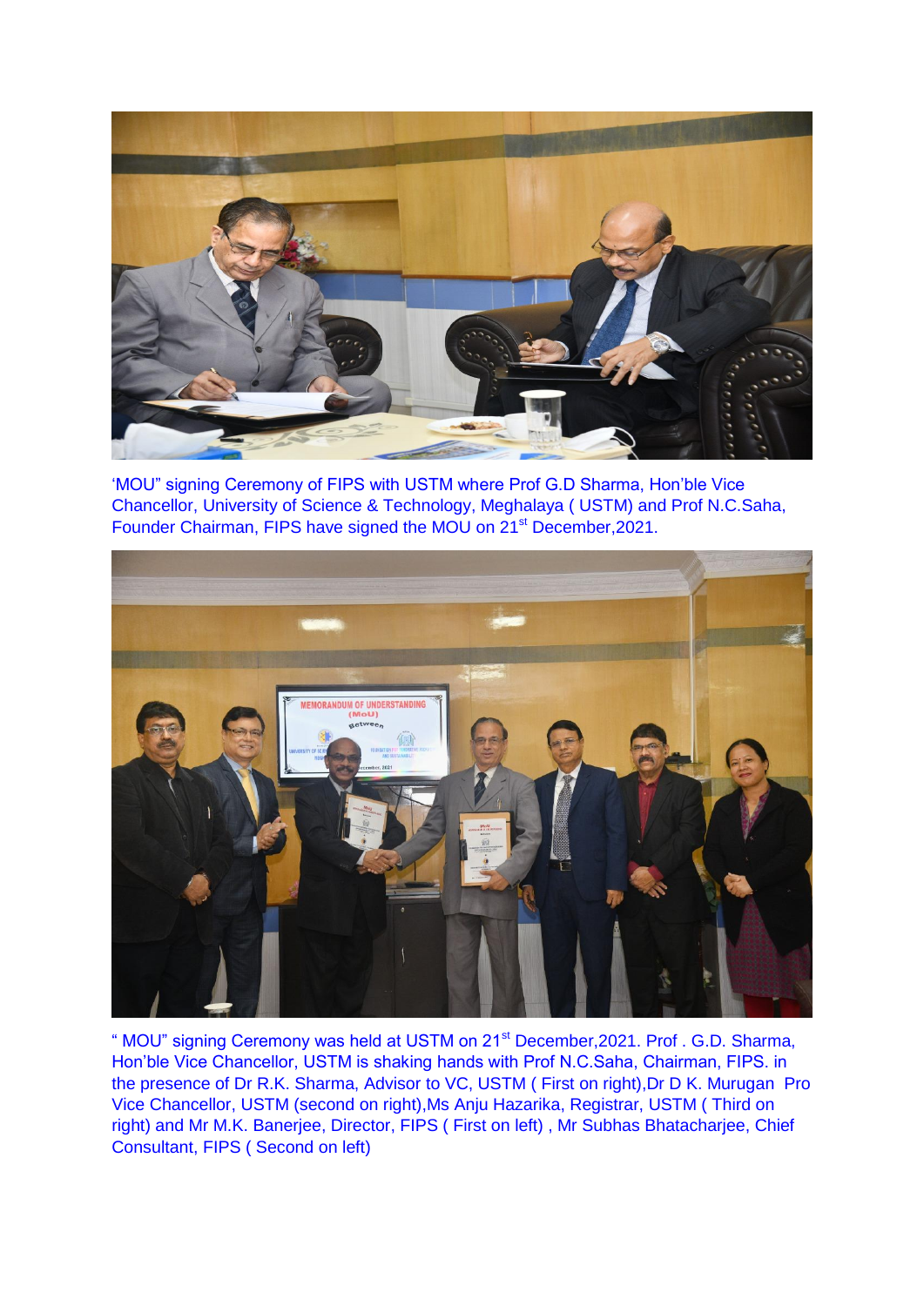'MOU" signing Ceremony of FIPS with USTM where Prof G.D Sharma, Hon'ble Vice Chancellor, University of Science & Technology, Meghalaya ( USTM) and Prof N.C.Saha, Founder Chairman, FIPS have signed the MOU on 21st December,2021.

" MOU" signing Ceremony was held at USTM on 21st December,2021. Prof . G.D. Sharma, Hon'ble Vice Chancellor, USTM is shaking hands with Prof N.C.Saha, Chairman, FIPS. in the presence of Dr R.K. Sharma, Advisor to VC, USTM ( First on right),Dr D K. Murugan Pro Vice Chancellor, USTM (second on right),Ms Anju Hazarika, Registrar, USTM ( Third on right) and Mr M.K. Banerjee, Director, FIPS ( First on left) , Mr Subhas Bhatacharjee, Chief Consultant, FIPS ( Second on left)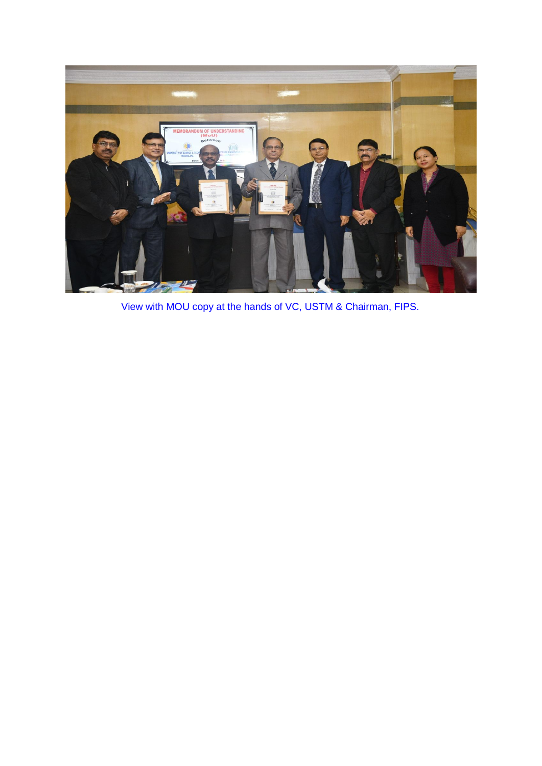View with MOU copy at the hands of VC, USTM & Chairman, FIPS.